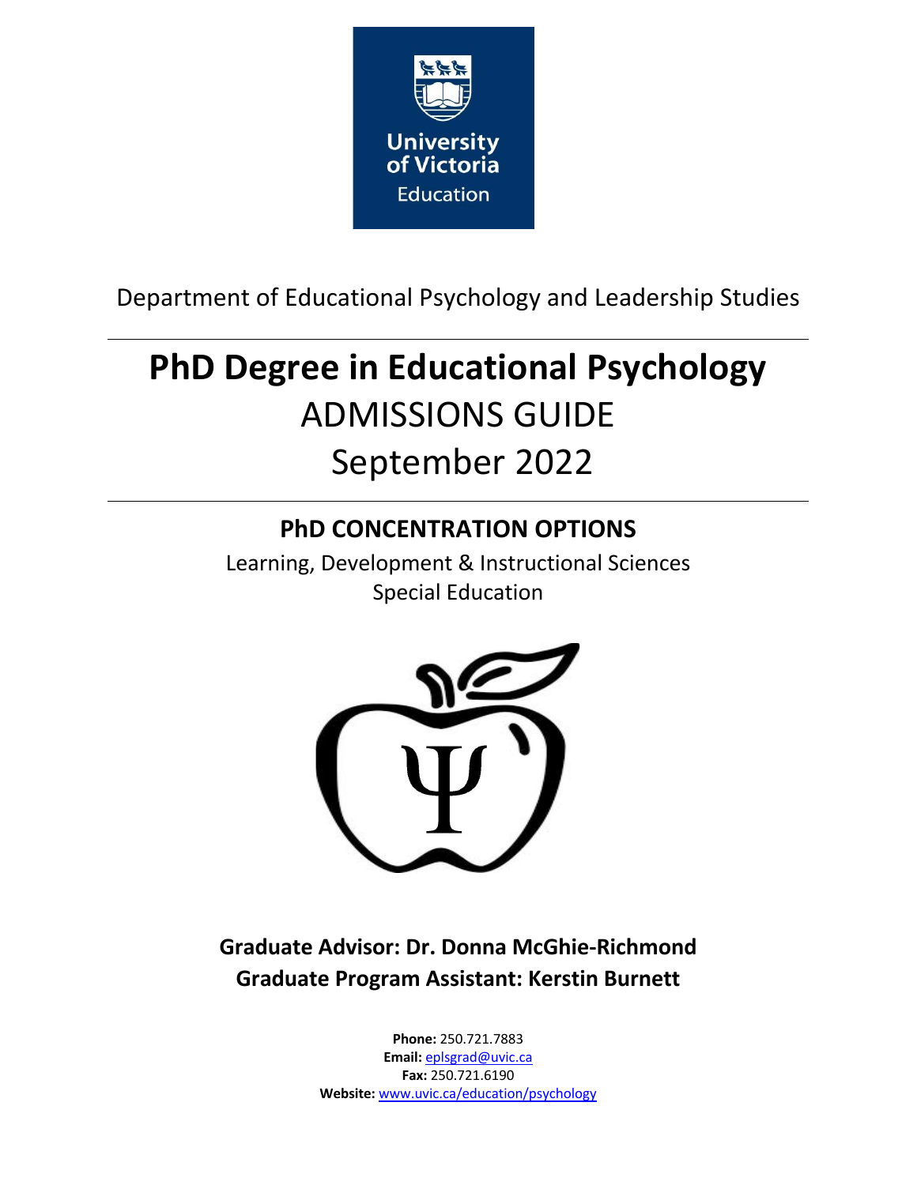University of Victoria Education

Department of Educational Psychology and Leadership Studies

---

# PhD Degree in Educational Psychology

## ADMISSIONS GUIDE

## September 2022

---

### PhD CONCENTRATION OPTIONS

Learning, Development & Instructional Sciences
Special Education

**Graduate Advisor: Dr. Donna McGhie-Richmond**
**Graduate Program Assistant: Kerstin Burnett**

**Phone:** 250.721.7883
**Email:** eplsgrad@uvic.ca
**Fax:** 250.721.6190
**Website:** www.uvic.ca/education/psychology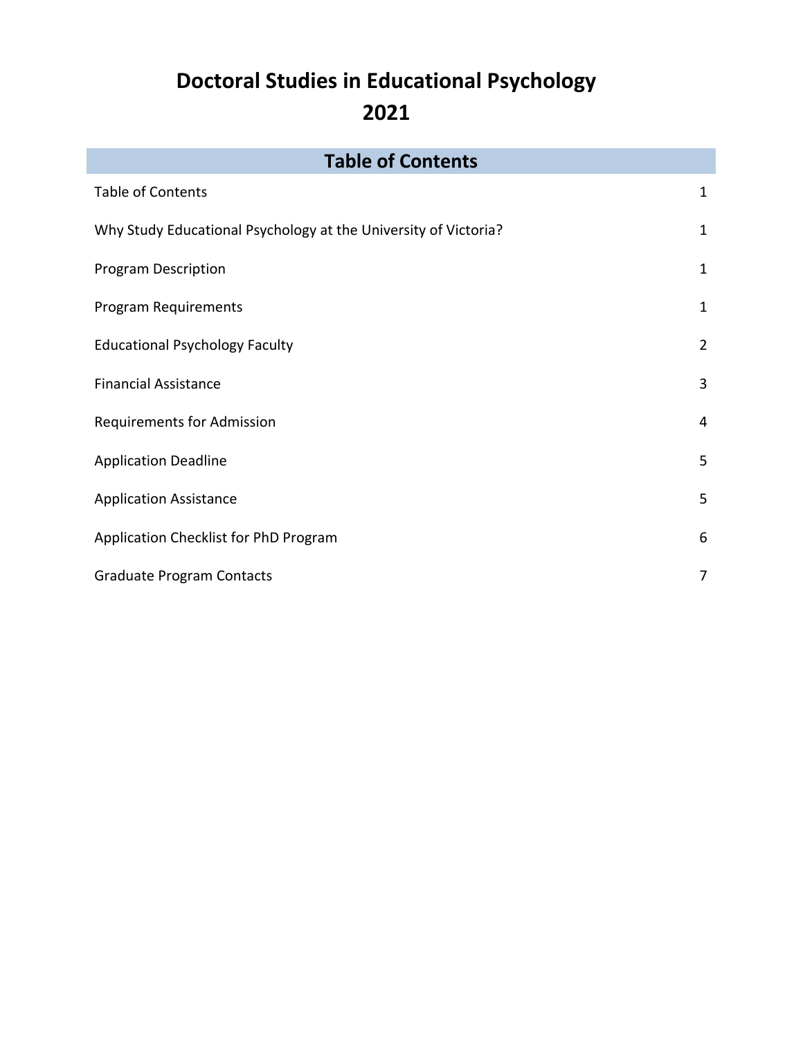# Doctoral Studies in Educational Psychology
# 2021

## Table of Contents

| | |
|---|---|
| Table of Contents | 1 |
| Why Study Educational Psychology at the University of Victoria? | 1 |
| Program Description | 1 |
| Program Requirements | 1 |
| Educational Psychology Faculty | 2 |
| Financial Assistance | 3 |
| Requirements for Admission | 4 |
| Application Deadline | 5 |
| Application Assistance | 5 |
| Application Checklist for PhD Program | 6 |
| Graduate Program Contacts | 7 |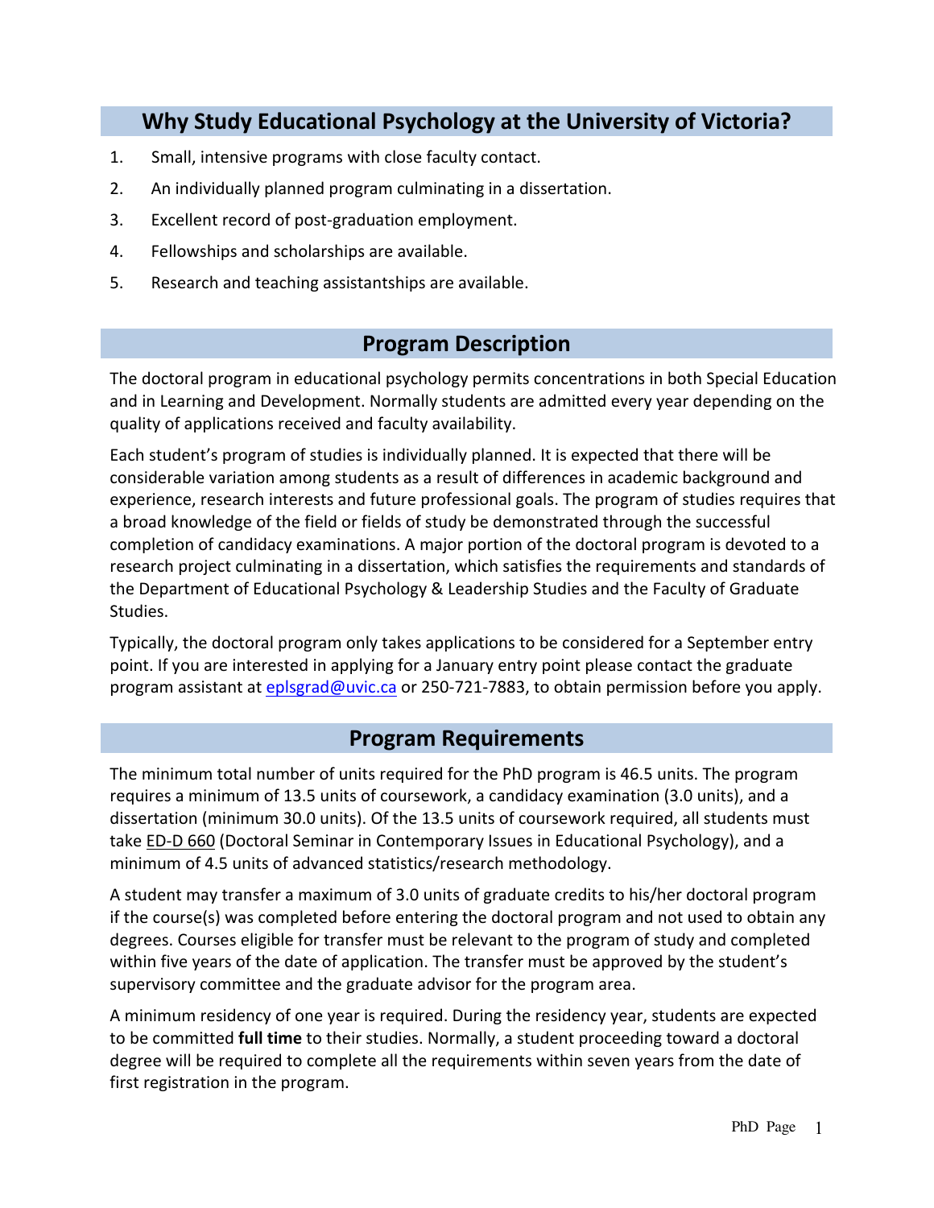## Why Study Educational Psychology at the University of Victoria?

1. Small, intensive programs with close faculty contact.
2. An individually planned program culminating in a dissertation.
3. Excellent record of post-graduation employment.
4. Fellowships and scholarships are available.
5. Research and teaching assistantships are available.

## Program Description

The doctoral program in educational psychology permits concentrations in both Special Education and in Learning and Development. Normally students are admitted every year depending on the quality of applications received and faculty availability.

Each student's program of studies is individually planned. It is expected that there will be considerable variation among students as a result of differences in academic background and experience, research interests and future professional goals. The program of studies requires that a broad knowledge of the field or fields of study be demonstrated through the successful completion of candidacy examinations. A major portion of the doctoral program is devoted to a research project culminating in a dissertation, which satisfies the requirements and standards of the Department of Educational Psychology & Leadership Studies and the Faculty of Graduate Studies.

Typically, the doctoral program only takes applications to be considered for a September entry point. If you are interested in applying for a January entry point please contact the graduate program assistant at eplsgrad@uvic.ca or 250-721-7883, to obtain permission before you apply.

## Program Requirements

The minimum total number of units required for the PhD program is 46.5 units. The program requires a minimum of 13.5 units of coursework, a candidacy examination (3.0 units), and a dissertation (minimum 30.0 units). Of the 13.5 units of coursework required, all students must take ED-D 660 (Doctoral Seminar in Contemporary Issues in Educational Psychology), and a minimum of 4.5 units of advanced statistics/research methodology.

A student may transfer a maximum of 3.0 units of graduate credits to his/her doctoral program if the course(s) was completed before entering the doctoral program and not used to obtain any degrees. Courses eligible for transfer must be relevant to the program of study and completed within five years of the date of application. The transfer must be approved by the student's supervisory committee and the graduate advisor for the program area.

A minimum residency of one year is required. During the residency year, students are expected to be committed **full time** to their studies. Normally, a student proceeding toward a doctoral degree will be required to complete all the requirements within seven years from the date of first registration in the program.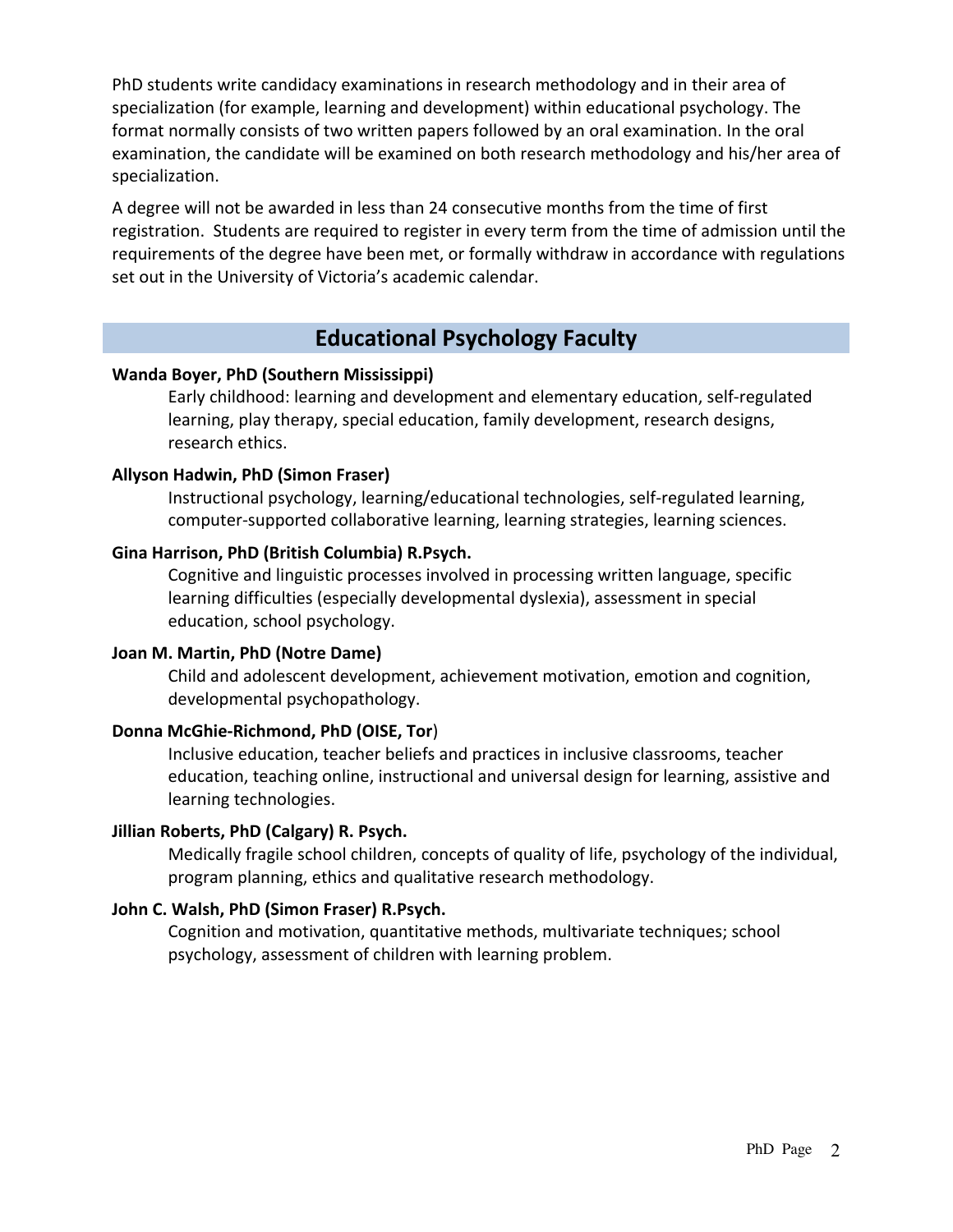PhD students write candidacy examinations in research methodology and in their area of specialization (for example, learning and development) within educational psychology. The format normally consists of two written papers followed by an oral examination. In the oral examination, the candidate will be examined on both research methodology and his/her area of specialization.

A degree will not be awarded in less than 24 consecutive months from the time of first registration. Students are required to register in every term from the time of admission until the requirements of the degree have been met, or formally withdraw in accordance with regulations set out in the University of Victoria's academic calendar.

## Educational Psychology Faculty

**Wanda Boyer, PhD (Southern Mississippi)**

Early childhood: learning and development and elementary education, self-regulated learning, play therapy, special education, family development, research designs, research ethics.

**Allyson Hadwin, PhD (Simon Fraser)**

Instructional psychology, learning/educational technologies, self-regulated learning, computer-supported collaborative learning, learning strategies, learning sciences.

**Gina Harrison, PhD (British Columbia) R.Psych.**

Cognitive and linguistic processes involved in processing written language, specific learning difficulties (especially developmental dyslexia), assessment in special education, school psychology.

**Joan M. Martin, PhD (Notre Dame)**

Child and adolescent development, achievement motivation, emotion and cognition, developmental psychopathology.

**Donna McGhie-Richmond, PhD (OISE, Tor)**

Inclusive education, teacher beliefs and practices in inclusive classrooms, teacher education, teaching online, instructional and universal design for learning, assistive and learning technologies.

**Jillian Roberts, PhD (Calgary) R. Psych.**

Medically fragile school children, concepts of quality of life, psychology of the individual, program planning, ethics and qualitative research methodology.

**John C. Walsh, PhD (Simon Fraser) R.Psych.**

Cognition and motivation, quantitative methods, multivariate techniques; school psychology, assessment of children with learning problem.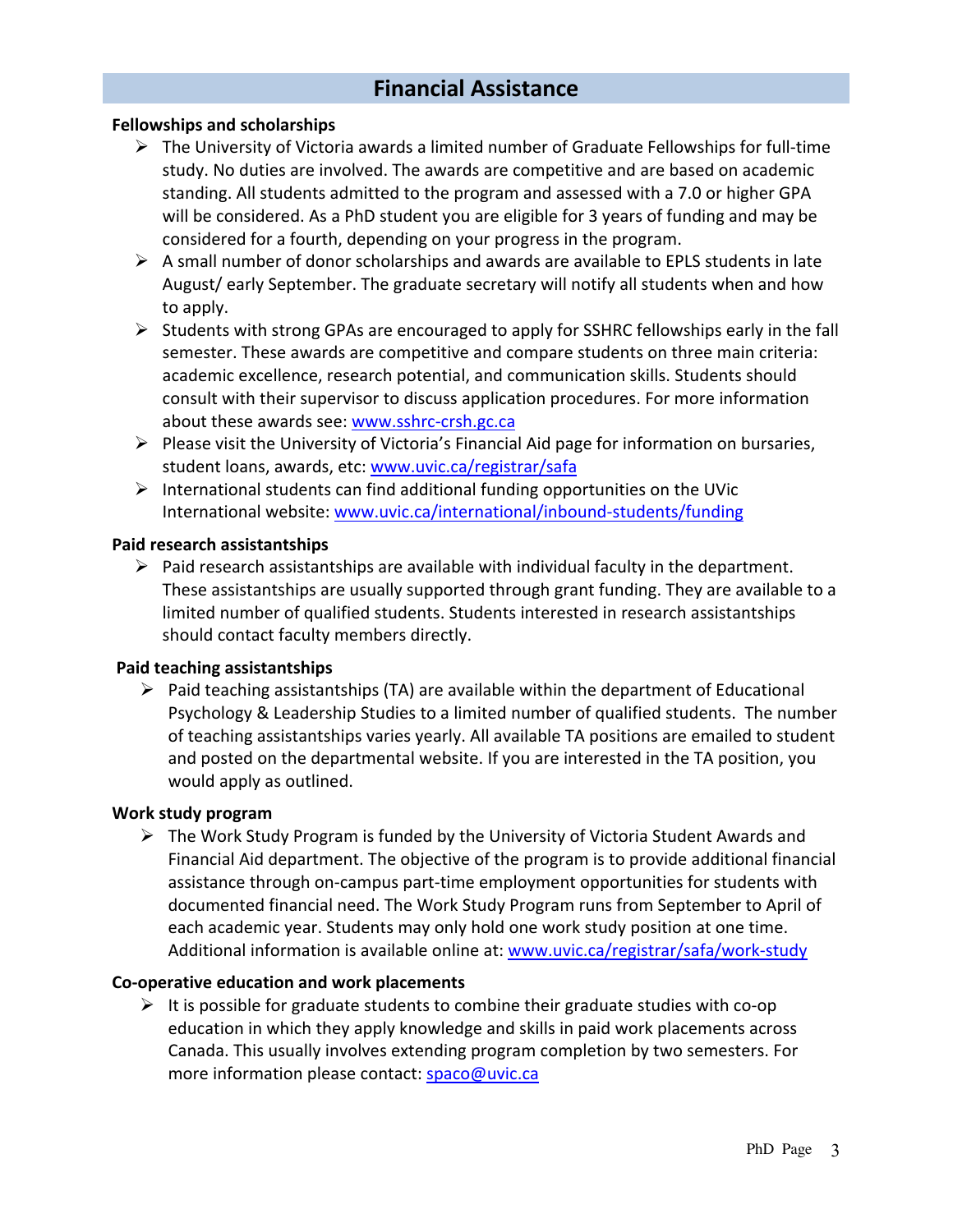# Financial Assistance

## Fellowships and scholarships

- The University of Victoria awards a limited number of Graduate Fellowships for full-time study. No duties are involved. The awards are competitive and are based on academic standing. All students admitted to the program and assessed with a 7.0 or higher GPA will be considered. As a PhD student you are eligible for 3 years of funding and may be considered for a fourth, depending on your progress in the program.
- A small number of donor scholarships and awards are available to EPLS students in late August/ early September. The graduate secretary will notify all students when and how to apply.
- Students with strong GPAs are encouraged to apply for SSHRC fellowships early in the fall semester. These awards are competitive and compare students on three main criteria: academic excellence, research potential, and communication skills. Students should consult with their supervisor to discuss application procedures. For more information about these awards see: www.sshrc-crsh.gc.ca
- Please visit the University of Victoria's Financial Aid page for information on bursaries, student loans, awards, etc: www.uvic.ca/registrar/safa
- International students can find additional funding opportunities on the UVic International website: www.uvic.ca/international/inbound-students/funding

## Paid research assistantships

- Paid research assistantships are available with individual faculty in the department. These assistantships are usually supported through grant funding. They are available to a limited number of qualified students. Students interested in research assistantships should contact faculty members directly.

## Paid teaching assistantships

- Paid teaching assistantships (TA) are available within the department of Educational Psychology & Leadership Studies to a limited number of qualified students. The number of teaching assistantships varies yearly. All available TA positions are emailed to student and posted on the departmental website. If you are interested in the TA position, you would apply as outlined.

## Work study program

- The Work Study Program is funded by the University of Victoria Student Awards and Financial Aid department. The objective of the program is to provide additional financial assistance through on-campus part-time employment opportunities for students with documented financial need. The Work Study Program runs from September to April of each academic year. Students may only hold one work study position at one time. Additional information is available online at: www.uvic.ca/registrar/safa/work-study

## Co-operative education and work placements

- It is possible for graduate students to combine their graduate studies with co-op education in which they apply knowledge and skills in paid work placements across Canada. This usually involves extending program completion by two semesters. For more information please contact: spaco@uvic.ca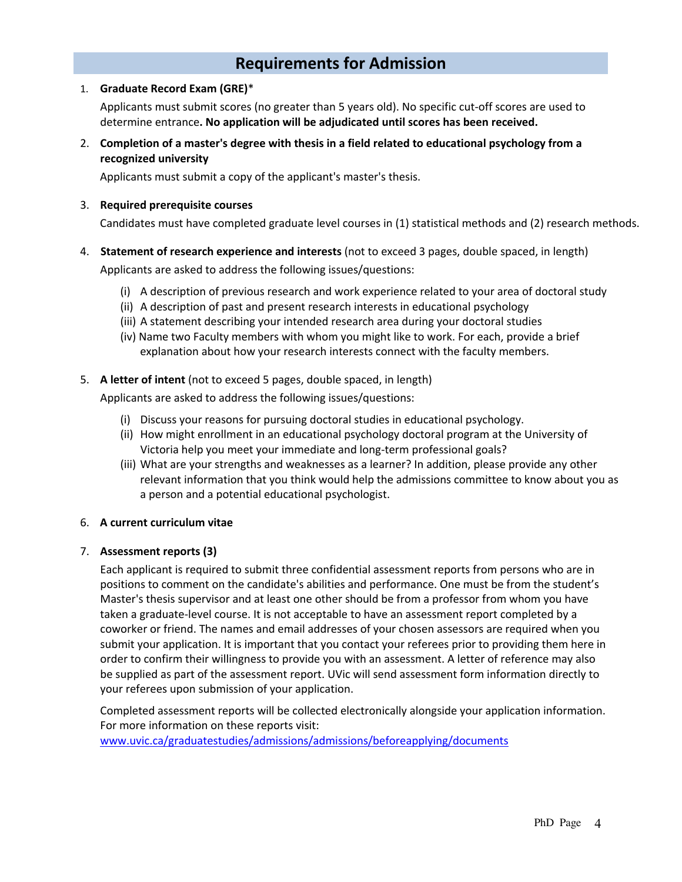## Requirements for Admission

1. **Graduate Record Exam (GRE)***

   Applicants must submit scores (no greater than 5 years old). No specific cut-off scores are used to determine entrance**. No application will be adjudicated until scores has been received.**

2. **Completion of a master's degree with thesis in a field related to educational psychology from a recognized university**

   Applicants must submit a copy of the applicant's master's thesis.

3. **Required prerequisite courses**

   Candidates must have completed graduate level courses in (1) statistical methods and (2) research methods.

4. **Statement of research experience and interests** (not to exceed 3 pages, double spaced, in length)

   Applicants are asked to address the following issues/questions:

   (i) A description of previous research and work experience related to your area of doctoral study
   (ii) A description of past and present research interests in educational psychology
   (iii) A statement describing your intended research area during your doctoral studies
   (iv) Name two Faculty members with whom you might like to work. For each, provide a brief explanation about how your research interests connect with the faculty members.

5. **A letter of intent** (not to exceed 5 pages, double spaced, in length)

   Applicants are asked to address the following issues/questions:

   (i) Discuss your reasons for pursuing doctoral studies in educational psychology.
   (ii) How might enrollment in an educational psychology doctoral program at the University of Victoria help you meet your immediate and long-term professional goals?
   (iii) What are your strengths and weaknesses as a learner? In addition, please provide any other relevant information that you think would help the admissions committee to know about you as a person and a potential educational psychologist.

6. **A current curriculum vitae**

7. **Assessment reports (3)**

   Each applicant is required to submit three confidential assessment reports from persons who are in positions to comment on the candidate's abilities and performance. One must be from the student's Master's thesis supervisor and at least one other should be from a professor from whom you have taken a graduate-level course. It is not acceptable to have an assessment report completed by a coworker or friend. The names and email addresses of your chosen assessors are required when you submit your application. It is important that you contact your referees prior to providing them here in order to confirm their willingness to provide you with an assessment. A letter of reference may also be supplied as part of the assessment report. UVic will send assessment form information directly to your referees upon submission of your application.

   Completed assessment reports will be collected electronically alongside your application information. For more information on these reports visit: [www.uvic.ca/graduatestudies/admissions/admissions/beforeapplying/documents](www.uvic.ca/graduatestudies/admissions/admissions/beforeapplying/documents)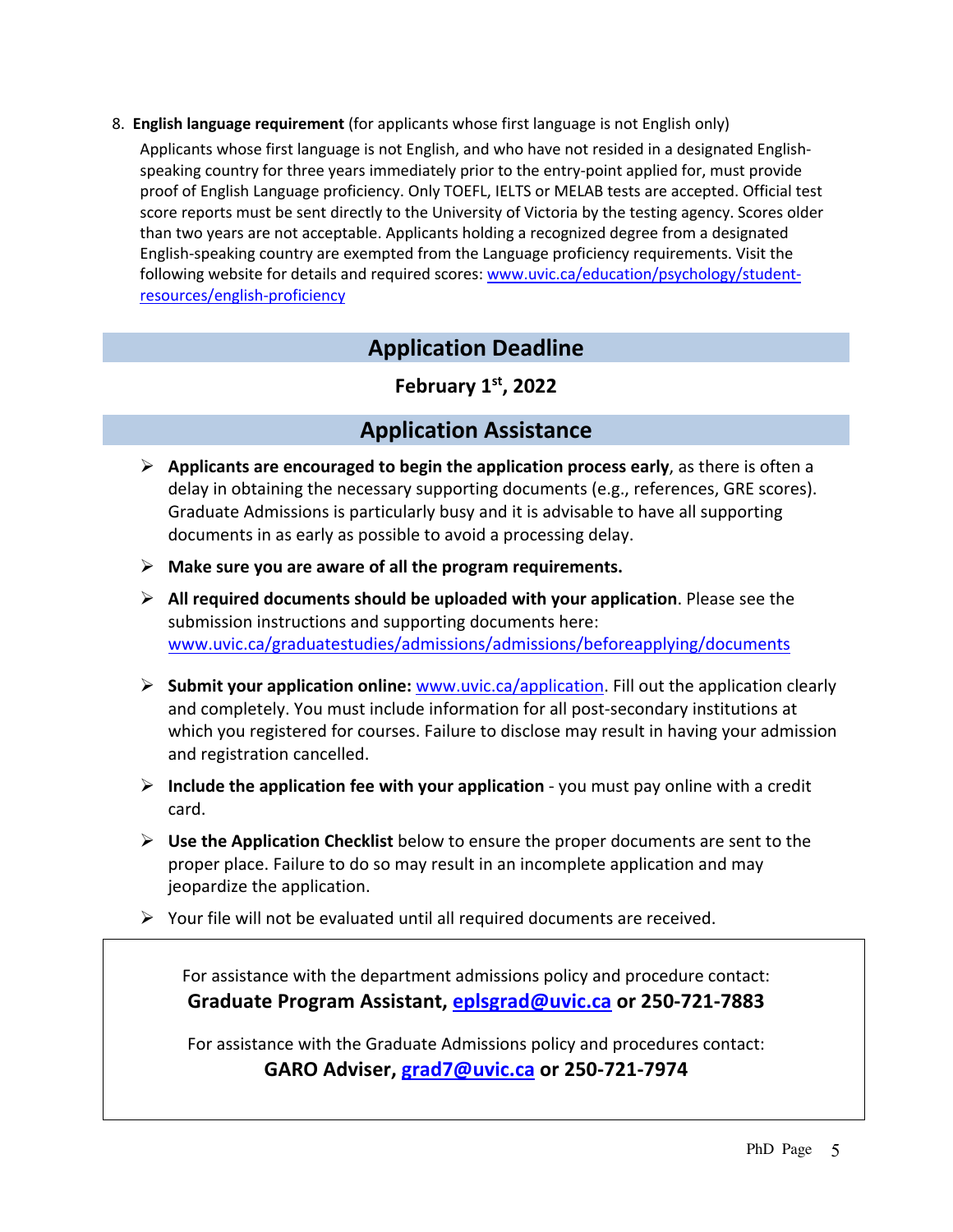8. **English language requirement** (for applicants whose first language is not English only)

   Applicants whose first language is not English, and who have not resided in a designated English-speaking country for three years immediately prior to the entry-point applied for, must provide proof of English Language proficiency. Only TOEFL, IELTS or MELAB tests are accepted. Official test score reports must be sent directly to the University of Victoria by the testing agency. Scores older than two years are not acceptable. Applicants holding a recognized degree from a designated English-speaking country are exempted from the Language proficiency requirements. Visit the following website for details and required scores: [www.uvic.ca/education/psychology/student-resources/english-proficiency](www.uvic.ca/education/psychology/student-resources/english-proficiency)

## Application Deadline

**February 1st, 2022**

## Application Assistance

- **Applicants are encouraged to begin the application process early**, as there is often a delay in obtaining the necessary supporting documents (e.g., references, GRE scores). Graduate Admissions is particularly busy and it is advisable to have all supporting documents in as early as possible to avoid a processing delay.
- **Make sure you are aware of all the program requirements.**
- **All required documents should be uploaded with your application**. Please see the submission instructions and supporting documents here: [www.uvic.ca/graduatestudies/admissions/admissions/beforeapplying/documents](www.uvic.ca/graduatestudies/admissions/admissions/beforeapplying/documents)
- **Submit your application online:** [www.uvic.ca/application](www.uvic.ca/application). Fill out the application clearly and completely. You must include information for all post-secondary institutions at which you registered for courses. Failure to disclose may result in having your admission and registration cancelled.
- **Include the application fee with your application** - you must pay online with a credit card.
- **Use the Application Checklist** below to ensure the proper documents are sent to the proper place. Failure to do so may result in an incomplete application and may jeopardize the application.
- Your file will not be evaluated until all required documents are received.

For assistance with the department admissions policy and procedure contact:
**Graduate Program Assistant, [eplsgrad@uvic.ca](mailto:eplsgrad@uvic.ca) or 250-721-7883**

For assistance with the Graduate Admissions policy and procedures contact:
**GARO Adviser, [grad7@uvic.ca](mailto:grad7@uvic.ca) or 250-721-7974**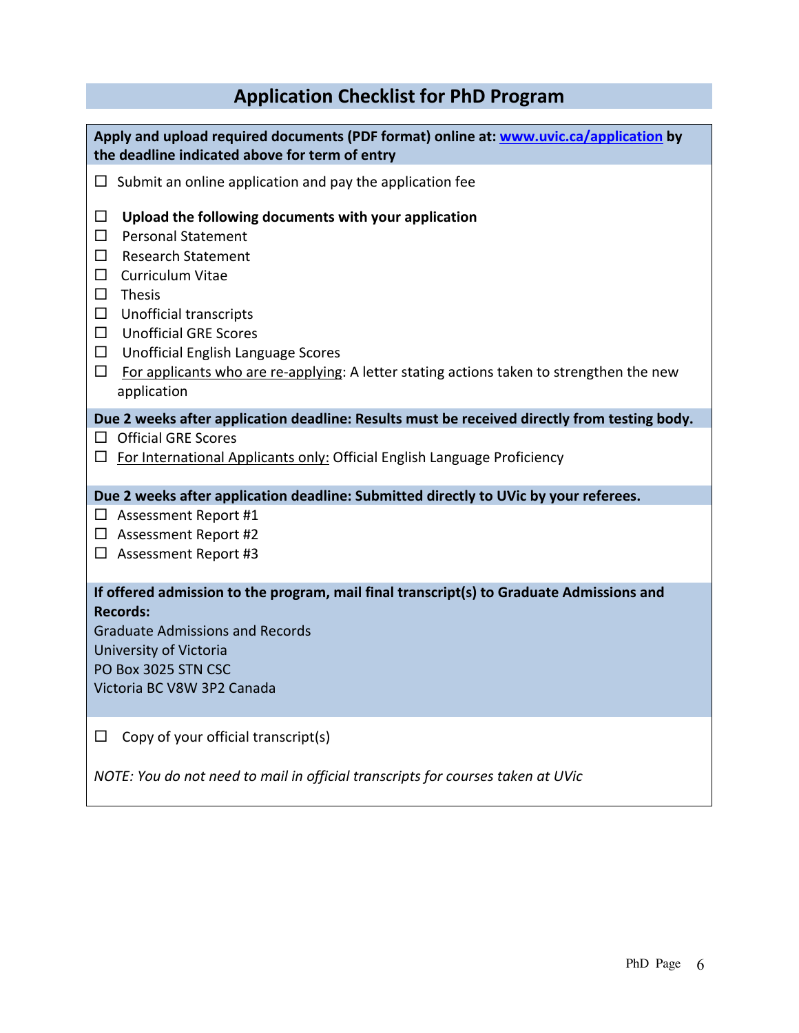## Application Checklist for PhD Program

**Apply and upload required documents (PDF format) online at: [www.uvic.ca/application](http://www.uvic.ca/application) by the deadline indicated above for term of entry**

☐ Submit an online application and pay the application fee

☐ **Upload the following documents with your application**
☐ Personal Statement
☐ Research Statement
☐ Curriculum Vitae
☐ Thesis
☐ Unofficial transcripts
☐ Unofficial GRE Scores
☐ Unofficial English Language Scores
☐ For applicants who are re-applying: A letter stating actions taken to strengthen the new application

**Due 2 weeks after application deadline: Results must be received directly from testing body.**

☐ Official GRE Scores
☐ For International Applicants only: Official English Language Proficiency

**Due 2 weeks after application deadline: Submitted directly to UVic by your referees.**

☐ Assessment Report #1
☐ Assessment Report #2
☐ Assessment Report #3

**If offered admission to the program, mail final transcript(s) to Graduate Admissions and Records:**

Graduate Admissions and Records
University of Victoria
PO Box 3025 STN CSC
Victoria BC V8W 3P2 Canada

☐ Copy of your official transcript(s)

*NOTE: You do not need to mail in official transcripts for courses taken at UVic*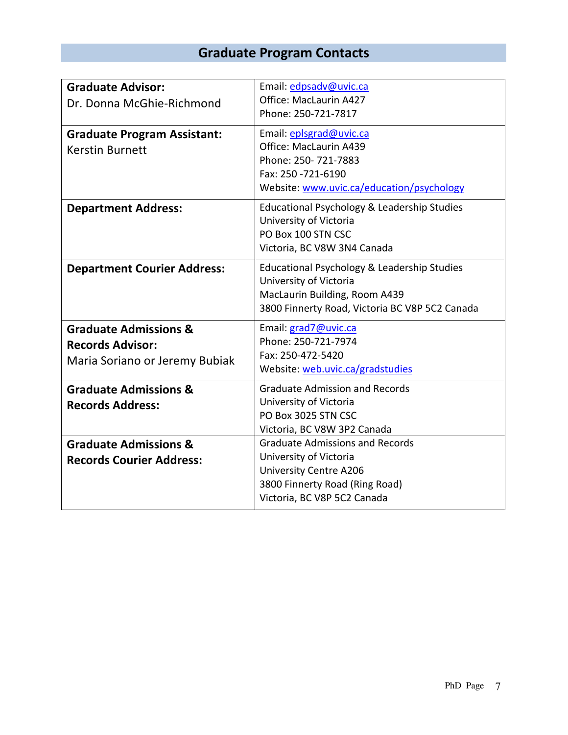## Graduate Program Contacts

| | |
|---|---|
| **Graduate Advisor:**<br>Dr. Donna McGhie-Richmond | Email: edpsadv@uvic.ca<br>Office: MacLaurin A427<br>Phone: 250-721-7817 |
| **Graduate Program Assistant:**<br>Kerstin Burnett | Email: eplsgrad@uvic.ca<br>Office: MacLaurin A439<br>Phone: 250- 721-7883<br>Fax: 250 -721-6190<br>Website: www.uvic.ca/education/psychology |
| **Department Address:** | Educational Psychology & Leadership Studies<br>University of Victoria<br>PO Box 100 STN CSC<br>Victoria, BC V8W 3N4 Canada |
| **Department Courier Address:** | Educational Psychology & Leadership Studies<br>University of Victoria<br>MacLaurin Building, Room A439<br>3800 Finnerty Road, Victoria BC V8P 5C2 Canada |
| **Graduate Admissions & Records Advisor:**<br>Maria Soriano or Jeremy Bubiak | Email: grad7@uvic.ca<br>Phone: 250-721-7974<br>Fax: 250-472-5420<br>Website: web.uvic.ca/gradstudies |
| **Graduate Admissions & Records Address:** | Graduate Admission and Records<br>University of Victoria<br>PO Box 3025 STN CSC<br>Victoria, BC V8W 3P2 Canada |
| **Graduate Admissions & Records Courier Address:** | Graduate Admissions and Records<br>University of Victoria<br>University Centre A206<br>3800 Finnerty Road (Ring Road)<br>Victoria, BC V8P 5C2 Canada |